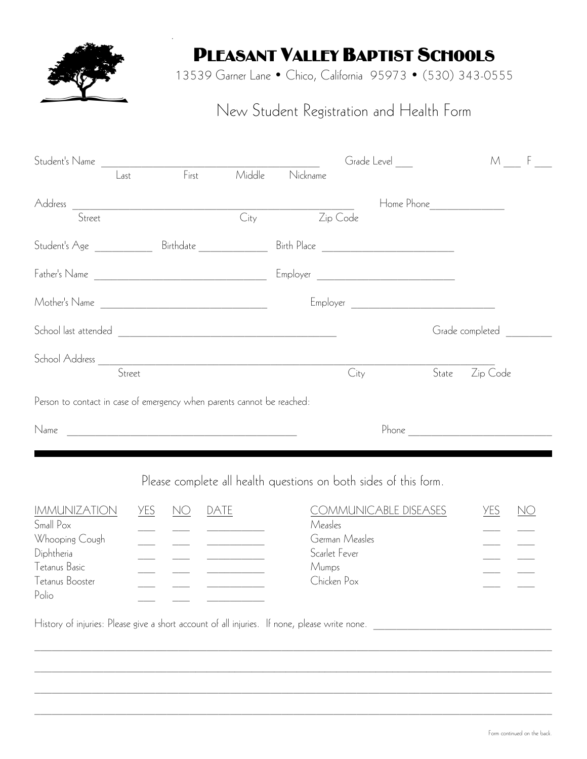# PLEASANT VALLEY BAPTIST SCHOOLS

13539 Garner Lane • Chico, California 95973 • (530) 343-0555

## New Student Registration and Health Form

Student's Name ________________________________________ Grade Level ___ M ___ F ___
Last First Middle Nickname

Address ____________________________________________________ Home Phone______________
Street City Zip Code

Student's Age ___________ Birthdate _____________ Birth Place ________________________

Father's Name ________________________________ Employer __________________________

Mother's Name _______________________________ Employer __________________________

School last attended ________________________________________ Grade completed _________

School Address __________________________________________________________________________
Street City State Zip Code

Person to contact in case of emergency when parents cannot be reached:

Name ___________________________________________ Phone ___________________________

---

Please complete all health questions on both sides of this form.

| IMMUNIZATION | YES | NO | DATE |
|---|---|---|---|
| Small Pox | ___ | ___ | ___________ |
| Whooping Cough | ___ | ___ | ___________ |
| Diphtheria | ___ | ___ | ___________ |
| Tetanus Basic | ___ | ___ | ___________ |
| Tetanus Booster | ___ | ___ | ___________ |
| Polio | ___ | ___ | ___________ |

| COMMUNICABLE DISEASES | YES | NO |
|---|---|---|
| Measles | ___ | ___ |
| German Measles | ___ | ___ |
| Scarlet Fever | ___ | ___ |
| Mumps | ___ | ___ |
| Chicken Pox | ___ | ___ |

History of injuries: Please give a short account of all injuries. If none, please write none. ___________________________________

_____________________________________________________________________________________________

_____________________________________________________________________________________________

_____________________________________________________________________________________________

_____________________________________________________________________________________________

Form continued on the back.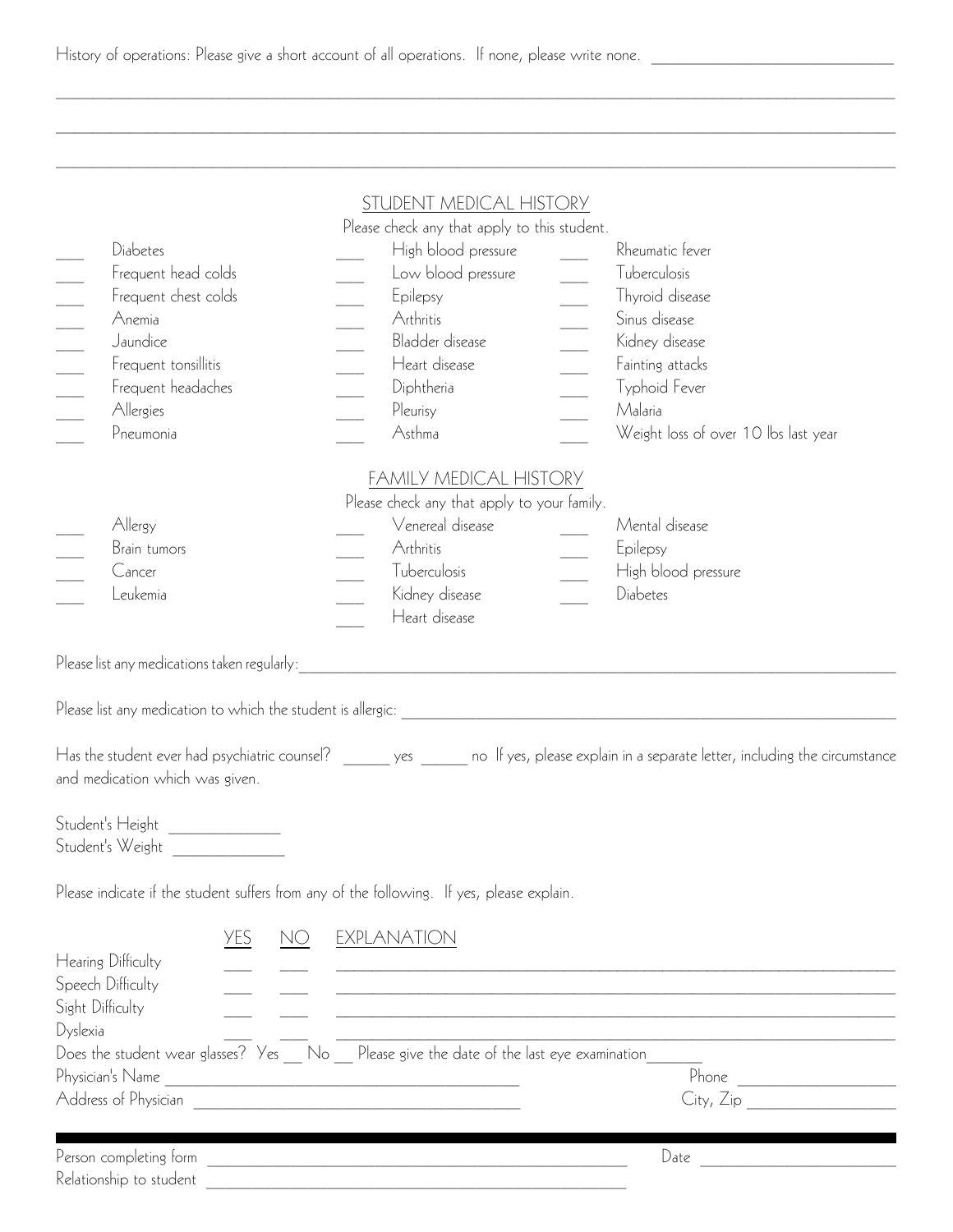History of operations: Please give a short account of all operations. If none, please write none. ______________________________

________________________________________________________________________________________________

________________________________________________________________________________________________

________________________________________________________________________________________________

## STUDENT MEDICAL HISTORY

Please check any that apply to this student.

| | | | | | |
|---|---|---|---|---|---|
| ___ | Diabetes | ___ | High blood pressure | ___ | Rheumatic fever |
| ___ | Frequent head colds | ___ | Low blood pressure | ___ | Tuberculosis |
| ___ | Frequent chest colds | ___ | Epilepsy | ___ | Thyroid disease |
| ___ | Anemia | ___ | Arthritis | ___ | Sinus disease |
| ___ | Jaundice | ___ | Bladder disease | ___ | Kidney disease |
| ___ | Frequent tonsillitis | ___ | Heart disease | ___ | Fainting attacks |
| ___ | Frequent headaches | ___ | Diphtheria | ___ | Typhoid Fever |
| ___ | Allergies | ___ | Pleurisy | ___ | Malaria |
| ___ | Pneumonia | ___ | Asthma | ___ | Weight loss of over 10 lbs last year |

## FAMILY MEDICAL HISTORY

Please check any that apply to your family.

| | | | | | |
|---|---|---|---|---|---|
| ___ | Allergy | ___ | Venereal disease | ___ | Mental disease |
| ___ | Brain tumors | ___ | Arthritis | ___ | Epilepsy |
| ___ | Cancer | ___ | Tuberculosis | ___ | High blood pressure |
| ___ | Leukemia | ___ | Kidney disease | ___ | Diabetes |
| | | ___ | Heart disease | | |

Please list any medications taken regularly: ________________________________________________

Please list any medication to which the student is allergic: ________________________________________

Has the student ever had psychiatric counsel? ______ yes ______ no If yes, please explain in a separate letter, including the circumstance and medication which was given.

Student's Height ______________

Student's Weight ______________

Please indicate if the student suffers from any of the following. If yes, please explain.

| | YES | NO | EXPLANATION |
|---|---|---|---|
| Hearing Difficulty | ___ | ___ | ________________________________ |
| Speech Difficulty | ___ | ___ | ________________________________ |
| Sight Difficulty | ___ | ___ | ________________________________ |
| Dyslexia | ___ | ___ | ________________________________ |

Does the student wear glasses? Yes __ No __ Please give the date of the last eye examination______

Physician's Name ________________________________________ Phone ________________

Address of Physician ________________________________________ City, Zip ________________

---

Person completing form ________________________________________ Date ____________________

Relationship to student ________________________________________